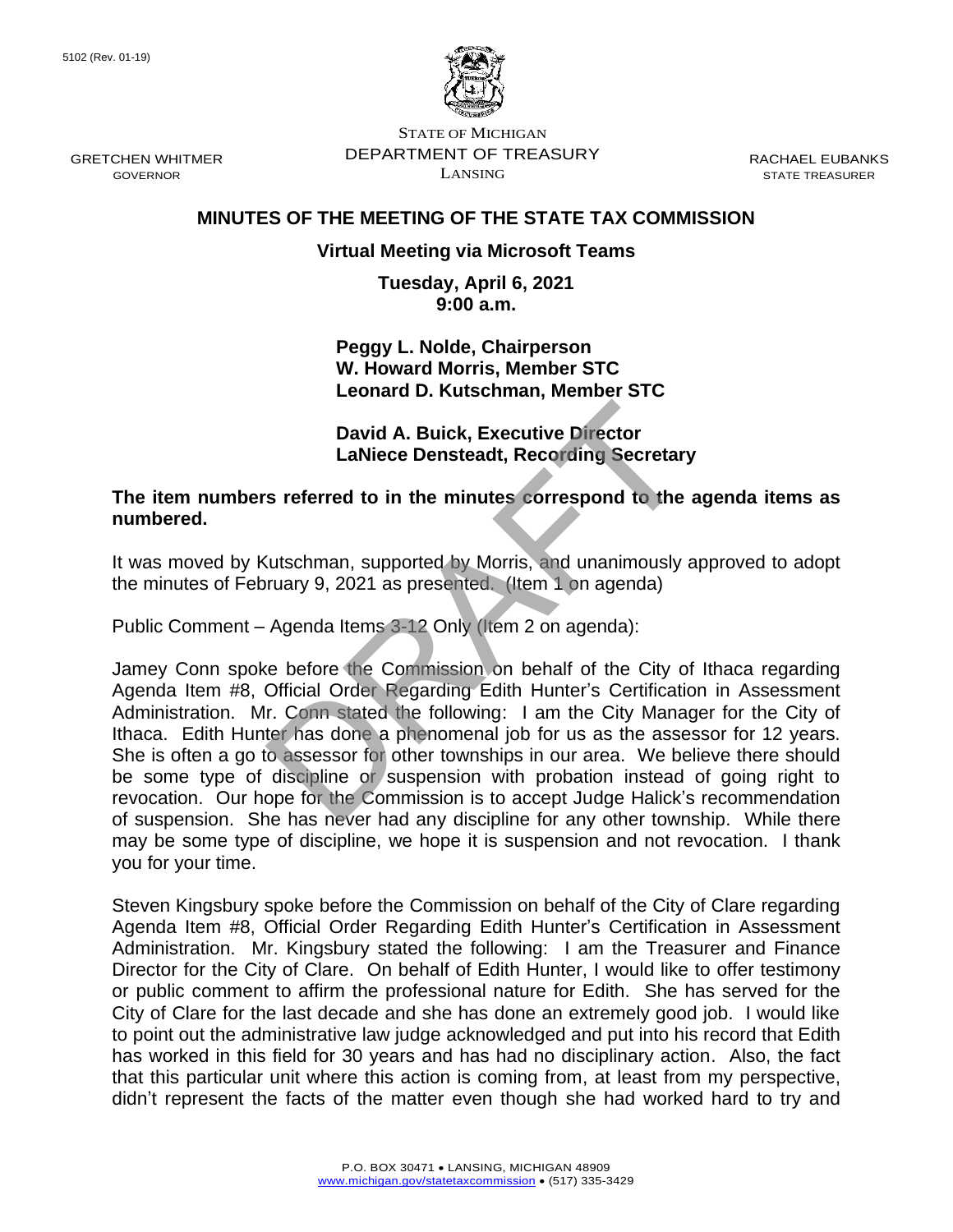5102 (Rev. 01-19)

STATE OF MICHIGAN
DEPARTMENT OF TREASURY
LANSING

GRETCHEN WHITMER
GOVERNOR

RACHAEL EUBANKS
STATE TREASURER

# MINUTES OF THE MEETING OF THE STATE TAX COMMISSION

**Virtual Meeting via Microsoft Teams**

**Tuesday, April 6, 2021**
**9:00 a.m.**

**Peggy L. Nolde, Chairperson**
**W. Howard Morris, Member STC**
**Leonard D. Kutschman, Member STC**

**David A. Buick, Executive Director**
**LaNiece Densteadt, Recording Secretary**

DRAFT

**The item numbers referred to in the minutes correspond to the agenda items as numbered.**

It was moved by Kutschman, supported by Morris, and unanimously approved to adopt the minutes of February 9, 2021 as presented. (Item 1 on agenda)

Public Comment – Agenda Items 3-12 Only (Item 2 on agenda):

Jamey Conn spoke before the Commission on behalf of the City of Ithaca regarding Agenda Item #8, Official Order Regarding Edith Hunter's Certification in Assessment Administration. Mr. Conn stated the following: I am the City Manager for the City of Ithaca. Edith Hunter has done a phenomenal job for us as the assessor for 12 years. She is often a go to assessor for other townships in our area. We believe there should be some type of discipline or suspension with probation instead of going right to revocation. Our hope for the Commission is to accept Judge Halick's recommendation of suspension. She has never had any discipline for any other township. While there may be some type of discipline, we hope it is suspension and not revocation. I thank you for your time.

Steven Kingsbury spoke before the Commission on behalf of the City of Clare regarding Agenda Item #8, Official Order Regarding Edith Hunter's Certification in Assessment Administration. Mr. Kingsbury stated the following: I am the Treasurer and Finance Director for the City of Clare. On behalf of Edith Hunter, I would like to offer testimony or public comment to affirm the professional nature for Edith. She has served for the City of Clare for the last decade and she has done an extremely good job. I would like to point out the administrative law judge acknowledged and put into his record that Edith has worked in this field for 30 years and has had no disciplinary action. Also, the fact that this particular unit where this action is coming from, at least from my perspective, didn't represent the facts of the matter even though she had worked hard to try and

P.O. BOX 30471 • LANSING, MICHIGAN 48909
www.michigan.gov/statetaxcommission • (517) 335-3429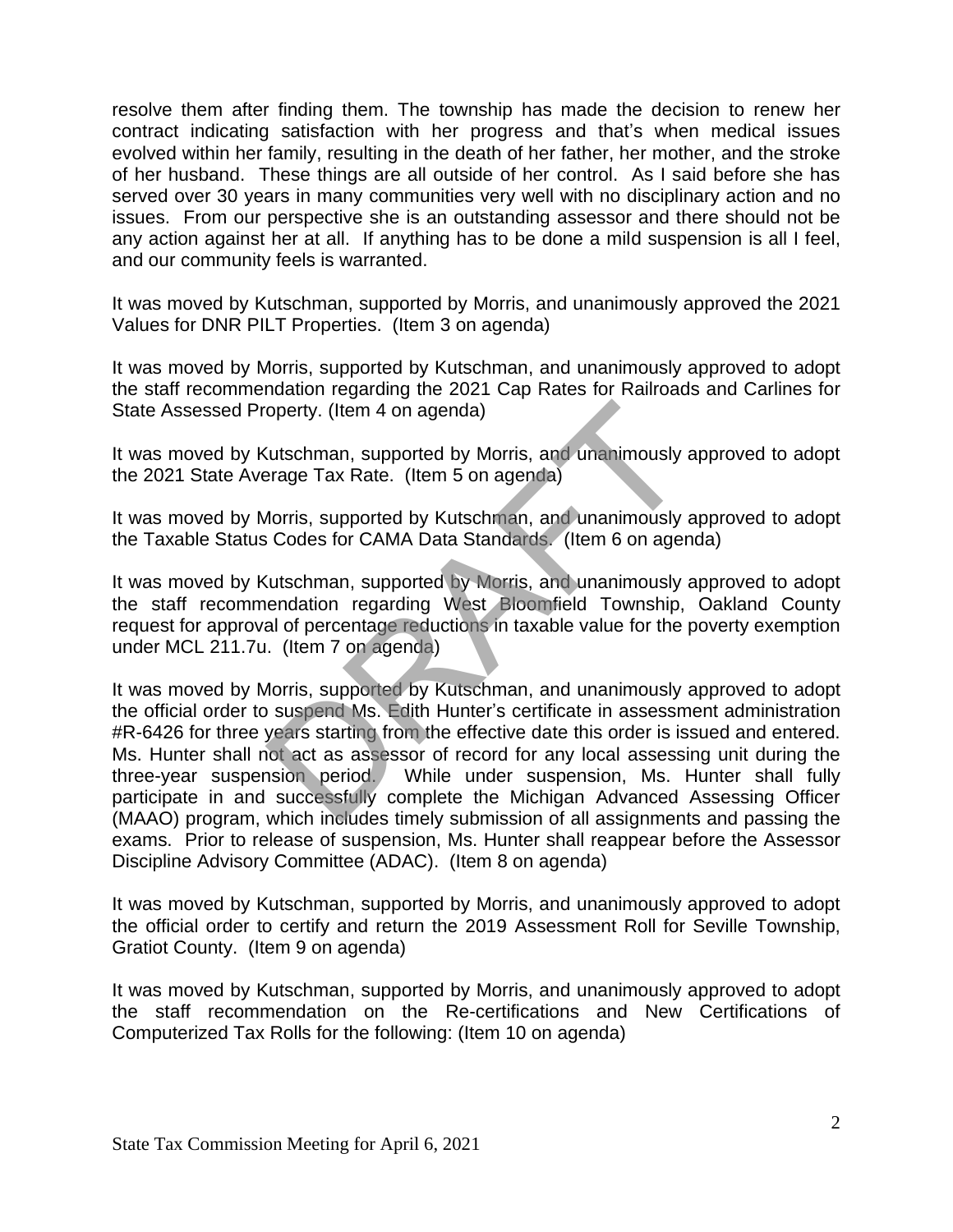resolve them after finding them. The township has made the decision to renew her contract indicating satisfaction with her progress and that's when medical issues evolved within her family, resulting in the death of her father, her mother, and the stroke of her husband. These things are all outside of her control. As I said before she has served over 30 years in many communities very well with no disciplinary action and no issues. From our perspective she is an outstanding assessor and there should not be any action against her at all. If anything has to be done a mild suspension is all I feel, and our community feels is warranted.

It was moved by Kutschman, supported by Morris, and unanimously approved the 2021 Values for DNR PILT Properties. (Item 3 on agenda)

It was moved by Morris, supported by Kutschman, and unanimously approved to adopt the staff recommendation regarding the 2021 Cap Rates for Railroads and Carlines for State Assessed Property. (Item 4 on agenda)

It was moved by Kutschman, supported by Morris, and unanimously approved to adopt the 2021 State Average Tax Rate. (Item 5 on agenda)

It was moved by Morris, supported by Kutschman, and unanimously approved to adopt the Taxable Status Codes for CAMA Data Standards. (Item 6 on agenda)

It was moved by Kutschman, supported by Morris, and unanimously approved to adopt the staff recommendation regarding West Bloomfield Township, Oakland County request for approval of percentage reductions in taxable value for the poverty exemption under MCL 211.7u. (Item 7 on agenda)

It was moved by Morris, supported by Kutschman, and unanimously approved to adopt the official order to suspend Ms. Edith Hunter's certificate in assessment administration #R-6426 for three years starting from the effective date this order is issued and entered. Ms. Hunter shall not act as assessor of record for any local assessing unit during the three-year suspension period. While under suspension, Ms. Hunter shall fully participate in and successfully complete the Michigan Advanced Assessing Officer (MAAO) program, which includes timely submission of all assignments and passing the exams. Prior to release of suspension, Ms. Hunter shall reappear before the Assessor Discipline Advisory Committee (ADAC). (Item 8 on agenda)

It was moved by Kutschman, supported by Morris, and unanimously approved to adopt the official order to certify and return the 2019 Assessment Roll for Seville Township, Gratiot County. (Item 9 on agenda)

It was moved by Kutschman, supported by Morris, and unanimously approved to adopt the staff recommendation on the Re-certifications and New Certifications of Computerized Tax Rolls for the following: (Item 10 on agenda)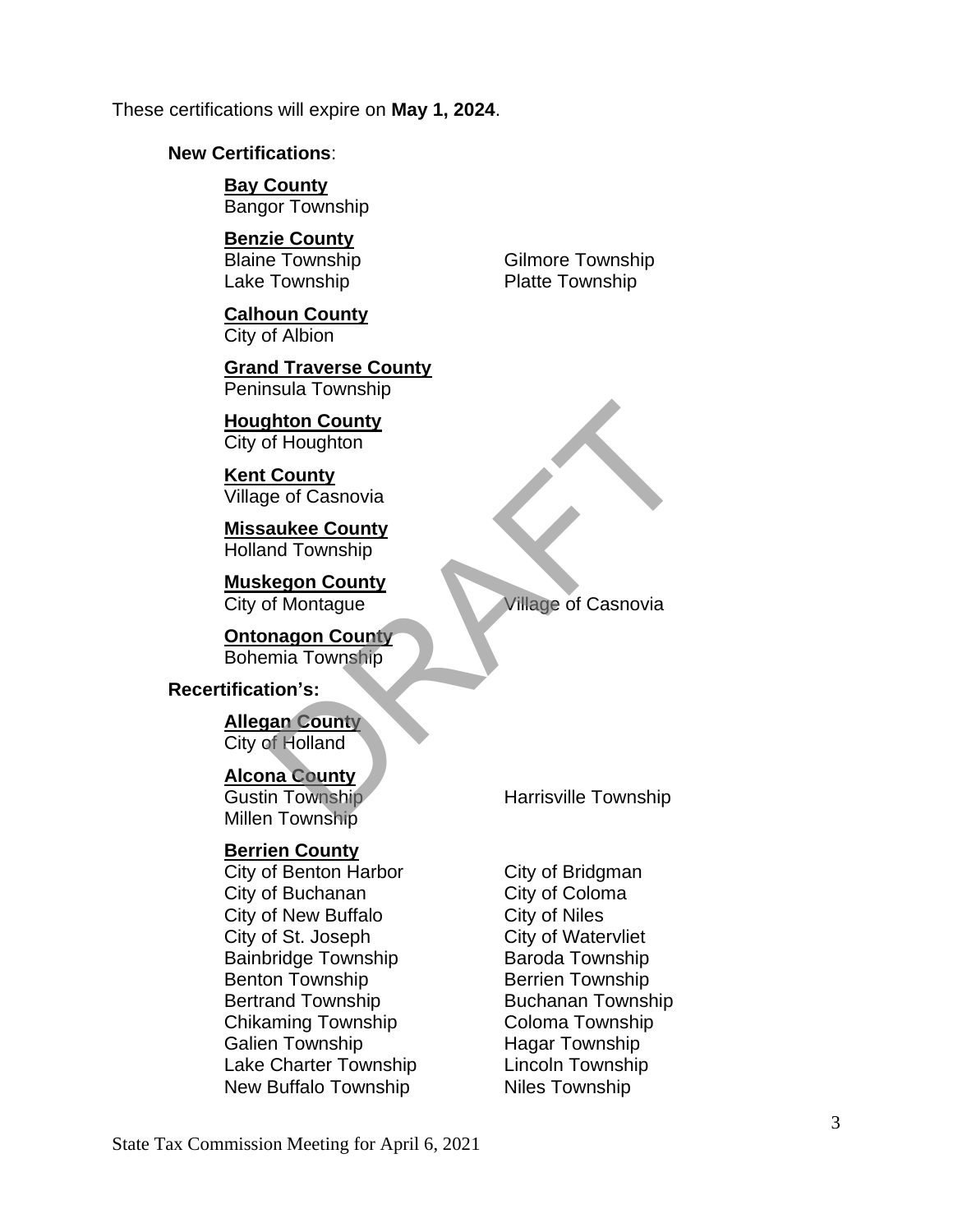These certifications will expire on **May 1, 2024**.

**New Certifications**:

**Bay County**
Bangor Township

**Benzie County**
Blaine Township
Gilmore Township
Lake Township
Platte Township

**Calhoun County**
City of Albion

**Grand Traverse County**
Peninsula Township

**Houghton County**
City of Houghton

**Kent County**
Village of Casnovia

**Missaukee County**
Holland Township

**Muskegon County**
City of Montague
Village of Casnovia

**Ontonagon County**
Bohemia Township

**Recertification's:**

**Allegan County**
City of Holland

**Alcona County**
Gustin Township
Harrisville Township
Millen Township

**Berrien County**
City of Benton Harbor
City of Bridgman
City of Buchanan
City of Coloma
City of New Buffalo
City of Niles
City of St. Joseph
City of Watervliet
Bainbridge Township
Baroda Township
Benton Township
Berrien Township
Bertrand Township
Buchanan Township
Chikaming Township
Coloma Township
Galien Township
Hagar Township
Lake Charter Township
Lincoln Township
New Buffalo Township
Niles Township

State Tax Commission Meeting for April 6, 2021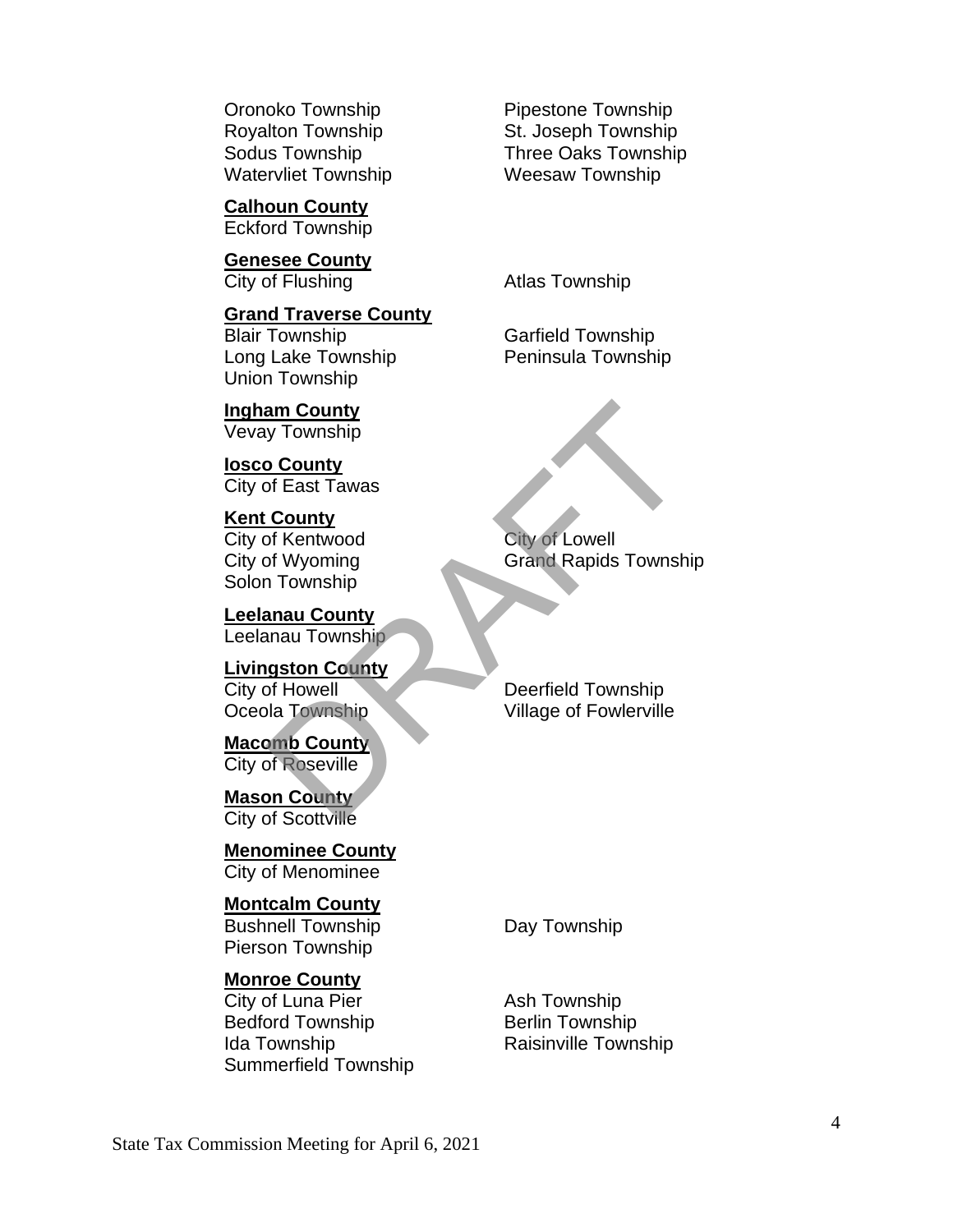Oronoko Township
Pipestone Township
Royalton Township
St. Joseph Township
Sodus Township
Three Oaks Township
Watervliet Township
Weesaw Township

**Calhoun County**
Eckford Township

**Genesee County**
City of Flushing
Atlas Township

**Grand Traverse County**
Blair Township
Garfield Township
Long Lake Township
Peninsula Township
Union Township

**Ingham County**
Vevay Township

**Iosco County**
City of East Tawas

**Kent County**
City of Kentwood
City of Lowell
City of Wyoming
Grand Rapids Township
Solon Township

**Leelanau County**
Leelanau Township

**Livingston County**
City of Howell
Deerfield Township
Oceola Township
Village of Fowlerville

**Macomb County**
City of Roseville

**Mason County**
City of Scottville

**Menominee County**
City of Menominee

**Montcalm County**
Bushnell Township
Day Township
Pierson Township

**Monroe County**
City of Luna Pier
Ash Township
Bedford Township
Berlin Township
Ida Township
Raisinville Township
Summerfield Township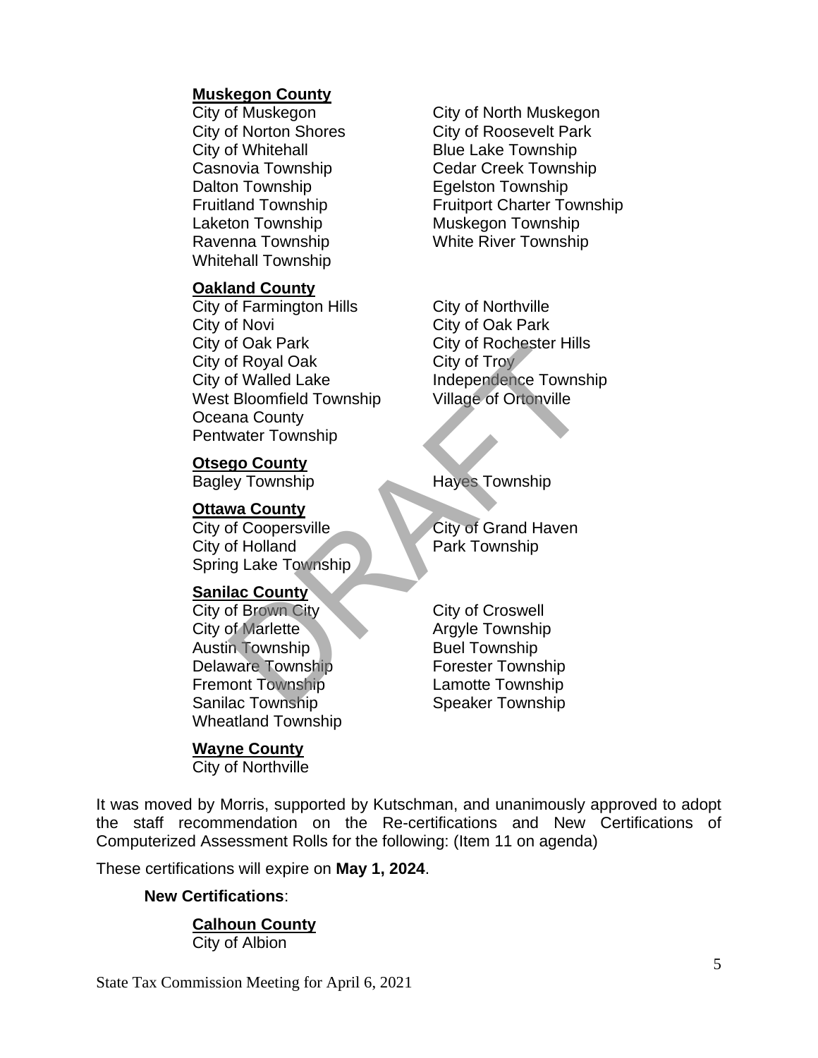**Muskegon County**

City of Muskegon
City of North Muskegon
City of Norton Shores
City of Roosevelt Park
City of Whitehall
Blue Lake Township
Casnovia Township
Cedar Creek Township
Dalton Township
Egelston Township
Fruitland Township
Fruitport Charter Township
Laketon Township
Muskegon Township
Ravenna Township
White River Township
Whitehall Township

**Oakland County**

City of Farmington Hills
City of Northville
City of Novi
City of Oak Park
City of Oak Park
City of Rochester Hills
City of Royal Oak
City of Troy
City of Walled Lake
Independence Township
West Bloomfield Township
Village of Ortonville
Oceana County
Pentwater Township

**Otsego County**

Bagley Township
Hayes Township

**Ottawa County**

City of Coopersville
City of Grand Haven
City of Holland
Park Township
Spring Lake Township

**Sanilac County**

City of Brown City
City of Croswell
City of Marlette
Argyle Township
Austin Township
Buel Township
Delaware Township
Forester Township
Fremont Township
Lamotte Township
Sanilac Township
Speaker Township
Wheatland Township

**Wayne County**

City of Northville

It was moved by Morris, supported by Kutschman, and unanimously approved to adopt the staff recommendation on the Re-certifications and New Certifications of Computerized Assessment Rolls for the following: (Item 11 on agenda)

These certifications will expire on **May 1, 2024**.

**New Certifications**:

**Calhoun County**

City of Albion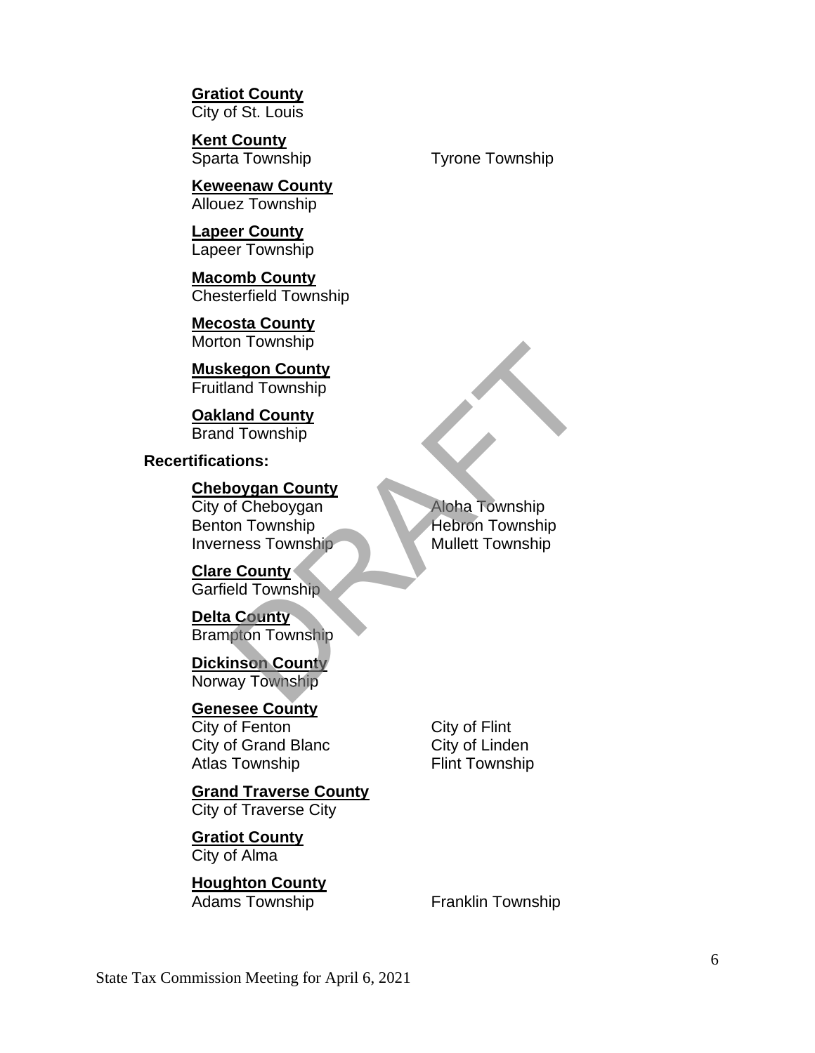**Gratiot County**
City of St. Louis

**Kent County**
Sparta Township
Tyrone Township

**Keweenaw County**
Allouez Township

**Lapeer County**
Lapeer Township

**Macomb County**
Chesterfield Township

**Mecosta County**
Morton Township

**Muskegon County**
Fruitland Township

**Oakland County**
Brand Township

**Recertifications:**

**Cheboygan County**
City of Cheboygan
Aloha Township
Benton Township
Hebron Township
Inverness Township
Mullett Township

**Clare County**
Garfield Township

**Delta County**
Brampton Township

**Dickinson County**
Norway Township

**Genesee County**
City of Fenton
City of Flint
City of Grand Blanc
City of Linden
Atlas Township
Flint Township

**Grand Traverse County**
City of Traverse City

**Gratiot County**
City of Alma

**Houghton County**
Adams Township
Franklin Township

DRAFT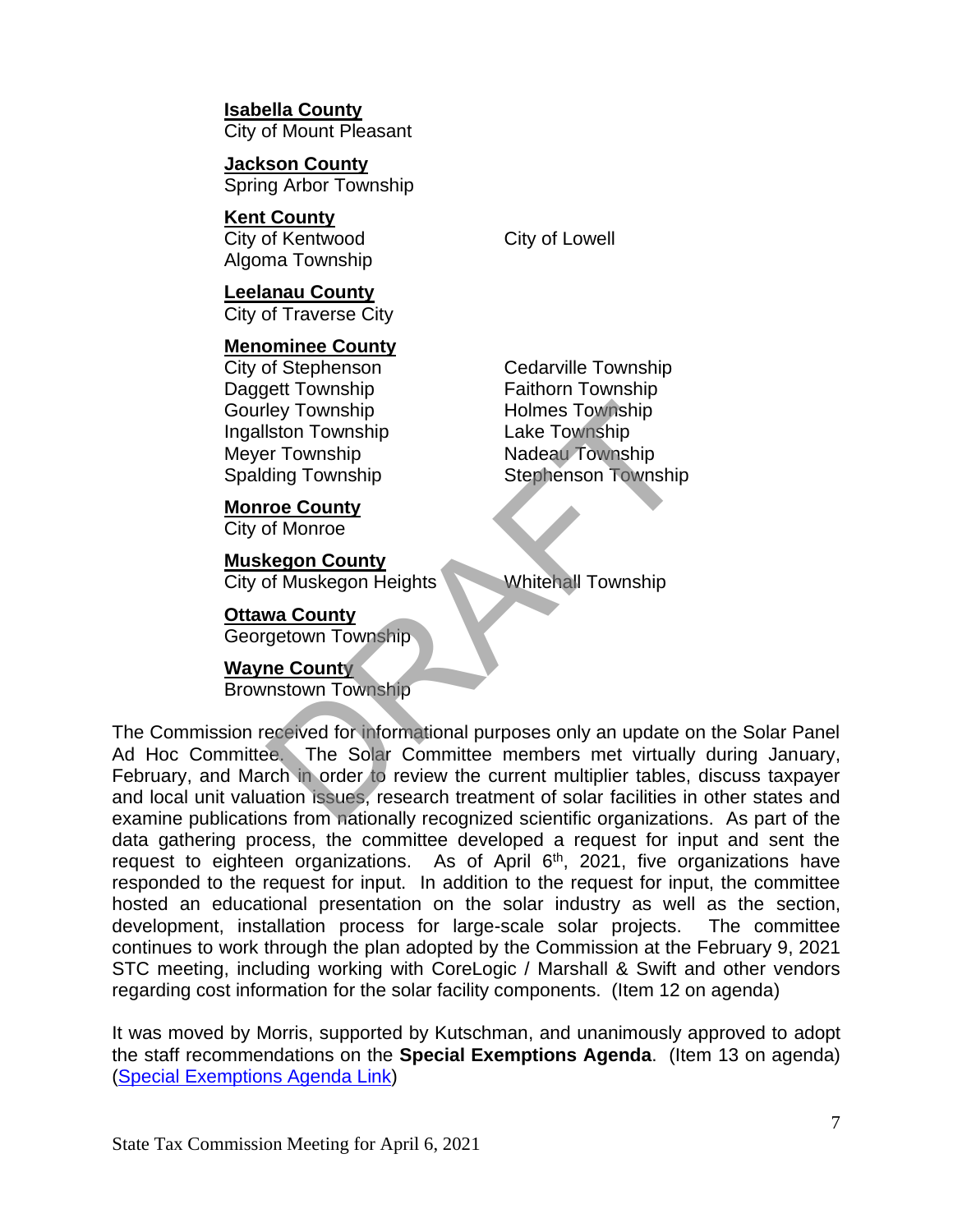**Isabella County**
City of Mount Pleasant

**Jackson County**
Spring Arbor Township

**Kent County**
City of Kentwood
Algoma Township
City of Lowell

**Leelanau County**
City of Traverse City

**Menominee County**
City of Stephenson
Daggett Township
Gourley Township
Ingallston Township
Meyer Township
Spalding Township
Cedarville Township
Faithorn Township
Holmes Township
Lake Township
Nadeau Township
Stephenson Township

**Monroe County**
City of Monroe

**Muskegon County**
City of Muskegon Heights
Whitehall Township

**Ottawa County**
Georgetown Township

**Wayne County**
Brownstown Township

The Commission received for informational purposes only an update on the Solar Panel Ad Hoc Committee. The Solar Committee members met virtually during January, February, and March in order to review the current multiplier tables, discuss taxpayer and local unit valuation issues, research treatment of solar facilities in other states and examine publications from nationally recognized scientific organizations. As part of the data gathering process, the committee developed a request for input and sent the request to eighteen organizations. As of April 6th, 2021, five organizations have responded to the request for input. In addition to the request for input, the committee hosted an educational presentation on the solar industry as well as the section, development, installation process for large-scale solar projects. The committee continues to work through the plan adopted by the Commission at the February 9, 2021 STC meeting, including working with CoreLogic / Marshall & Swift and other vendors regarding cost information for the solar facility components. (Item 12 on agenda)

It was moved by Morris, supported by Kutschman, and unanimously approved to adopt the staff recommendations on the **Special Exemptions Agenda**. (Item 13 on agenda) (Special Exemptions Agenda Link)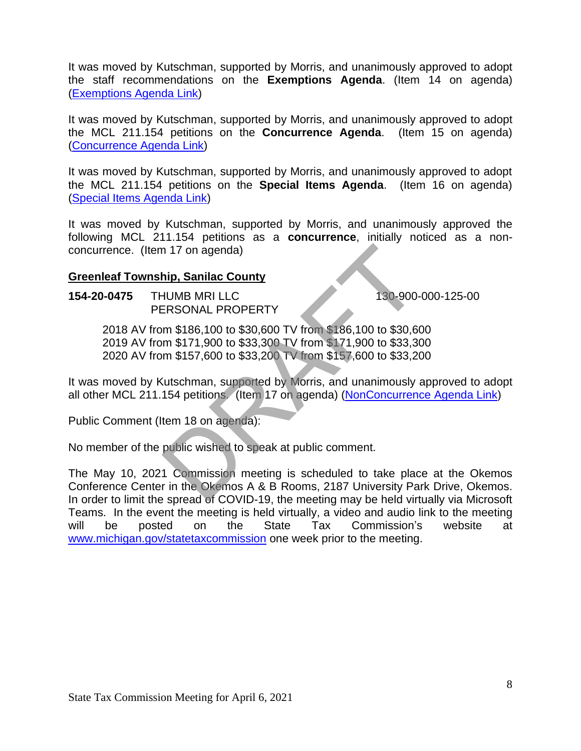It was moved by Kutschman, supported by Morris, and unanimously approved to adopt the staff recommendations on the **Exemptions Agenda**. (Item 14 on agenda) (Exemptions Agenda Link)

It was moved by Kutschman, supported by Morris, and unanimously approved to adopt the MCL 211.154 petitions on the **Concurrence Agenda**. (Item 15 on agenda) (Concurrence Agenda Link)

It was moved by Kutschman, supported by Morris, and unanimously approved to adopt the MCL 211.154 petitions on the **Special Items Agenda**. (Item 16 on agenda) (Special Items Agenda Link)

It was moved by Kutschman, supported by Morris, and unanimously approved the following MCL 211.154 petitions as a **concurrence**, initially noticed as a non-concurrence. (Item 17 on agenda)

**Greenleaf Township, Sanilac County**

**154-20-0475** THUMB MRI LLC 130-900-000-125-00
PERSONAL PROPERTY

2018 AV from $186,100 to $30,600 TV from $186,100 to $30,600
2019 AV from $171,900 to $33,300 TV from $171,900 to $33,300
2020 AV from $157,600 to $33,200 TV from $157,600 to $33,200

It was moved by Kutschman, supported by Morris, and unanimously approved to adopt all other MCL 211.154 petitions. (Item 17 on agenda) (NonConcurrence Agenda Link)

Public Comment (Item 18 on agenda):

No member of the public wished to speak at public comment.

The May 10, 2021 Commission meeting is scheduled to take place at the Okemos Conference Center in the Okemos A & B Rooms, 2187 University Park Drive, Okemos. In order to limit the spread of COVID-19, the meeting may be held virtually via Microsoft Teams. In the event the meeting is held virtually, a video and audio link to the meeting will be posted on the State Tax Commission's website at www.michigan.gov/statetaxcommission one week prior to the meeting.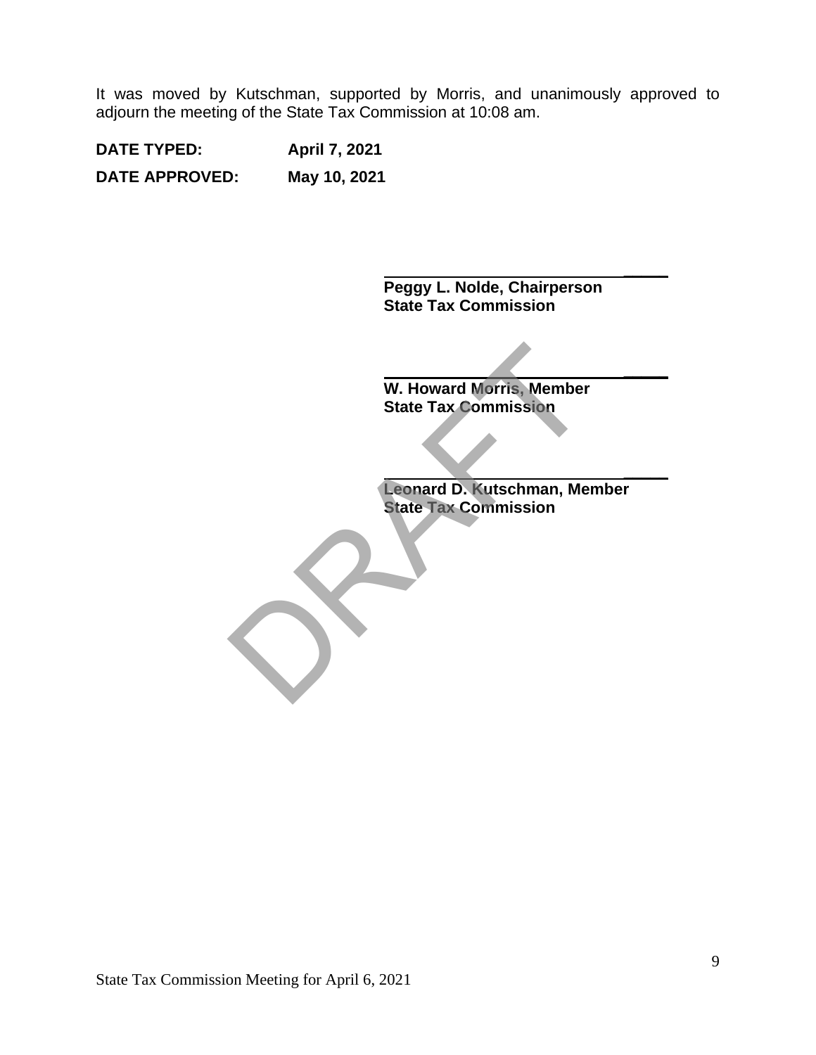It was moved by Kutschman, supported by Morris, and unanimously approved to adjourn the meeting of the State Tax Commission at 10:08 am.

**DATE TYPED:** **April 7, 2021**

**DATE APPROVED:** **May 10, 2021**

\_\_\_\_\_\_\_\_\_\_\_\_\_\_\_\_\_\_\_\_\_\_\_\_\_\_\_\_\_\_\_\_

**Peggy L. Nolde, Chairperson**
**State Tax Commission**

\_\_\_\_\_\_\_\_\_\_\_\_\_\_\_\_\_\_\_\_\_\_\_\_\_\_\_\_\_\_\_\_

**W. Howard Morris, Member**
**State Tax Commission**

\_\_\_\_\_\_\_\_\_\_\_\_\_\_\_\_\_\_\_\_\_\_\_\_\_\_\_\_\_\_\_\_

**Leonard D. Kutschman, Member**
**State Tax Commission**

DRAFT